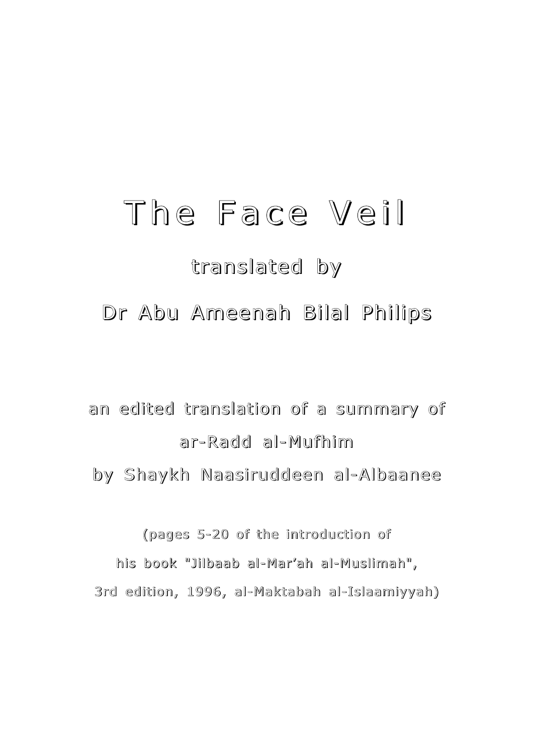# The Face Veil

## translated by

## Dr Abu Ameenah Bilal Philips

an edited translation of a summary of

ar-Radd al-Mufhim

by Shaykh Naasiruddeen al-Albaanee

(pages 5-20 of the introduction of

his book "Jilbaab al-Mar'ah al-Muslimah",

3rd edition, 1996, al-Maktabah al-Islaamiyyah)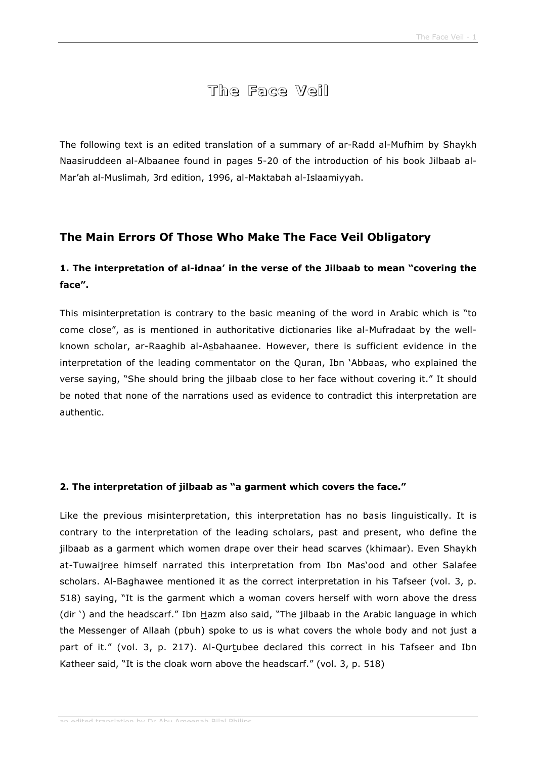# The Face Veil

The following text is an edited translation of a summary of ar-Radd al-Mufhim by Shaykh Naasiruddeen al-Albaanee found in pages 5-20 of the introduction of his book Jilbaab al-Mar'ah al-Muslimah, 3rd edition, 1996, al-Maktabah al-Islaamiyyah.

## The Main Errors Of Those Who Make The Face Veil Obligatory

### 1. The interpretation of al-idnaa' in the verse of the Jilbaab to mean "covering the face".

This misinterpretation is contrary to the basic meaning of the word in Arabic which is "to come close", as is mentioned in authoritative dictionaries like al-Mufradaat by the well-known scholar, ar-Raaghib al-Asbahaanee. However, there is sufficient evidence in the interpretation of the leading commentator on the Quran, Ibn 'Abbaas, who explained the verse saying, "She should bring the jilbaab close to her face without covering it." It should be noted that none of the narrations used as evidence to contradict this interpretation are authentic.

#### 2. The interpretation of jilbaab as "a garment which covers the face."

Like the previous misinterpretation, this interpretation has no basis linguistically. It is contrary to the interpretation of the leading scholars, past and present, who define the jilbaab as a garment which women drape over their head scarves (khimaar). Even Shaykh at-Tuwaijree himself narrated this interpretation from Ibn Mas'ood and other Salafee scholars. Al-Baghawee mentioned it as the correct interpretation in his Tafseer (vol. 3, p. 518) saying, "It is the garment which a woman covers herself with worn above the dress (dir ') and the headscarf." Ibn Hazm also said, "The jilbaab in the Arabic language in which the Messenger of Allaah (pbuh) spoke to us is what covers the whole body and not just a part of it." (vol. 3, p. 217). Al-Qurtubee declared this correct in his Tafseer and Ibn Katheer said, "It is the cloak worn above the headscarf." (vol. 3, p. 518)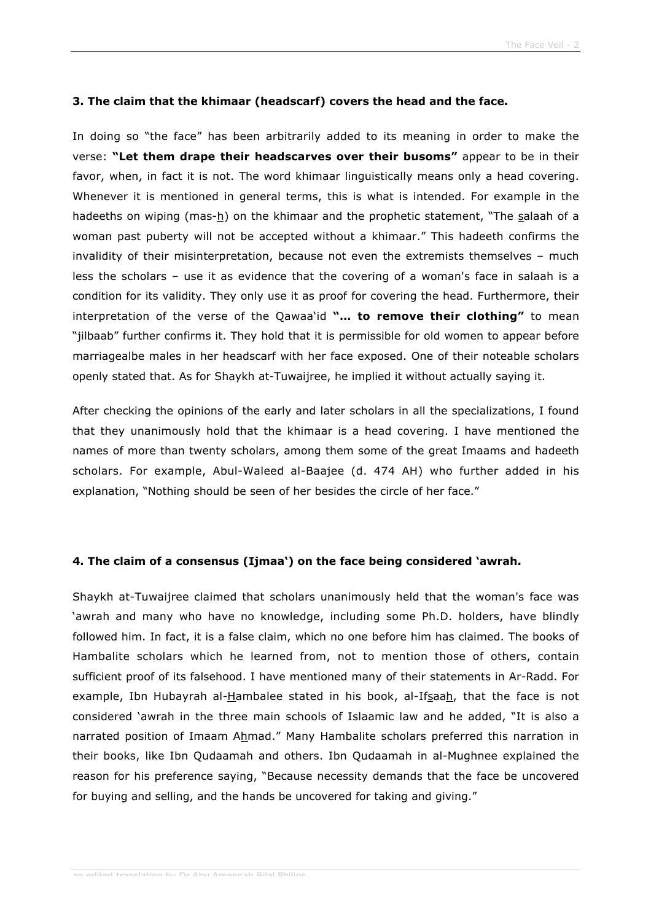### 3. The claim that the khimaar (headscarf) covers the head and the face.

In doing so "the face" has been arbitrarily added to its meaning in order to make the verse: **"Let them drape their headscarves over their busoms"** appear to be in their favor, when, in fact it is not. The word khimaar linguistically means only a head covering. Whenever it is mentioned in general terms, this is what is intended. For example in the hadeeths on wiping (mas-h) on the khimaar and the prophetic statement, "The salaah of a woman past puberty will not be accepted without a khimaar." This hadeeth confirms the invalidity of their misinterpretation, because not even the extremists themselves – much less the scholars – use it as evidence that the covering of a woman's face in salaah is a condition for its validity. They only use it as proof for covering the head. Furthermore, their interpretation of the verse of the Qawaa'id **"… to remove their clothing"** to mean "jilbaab" further confirms it. They hold that it is permissible for old women to appear before marriagealbe males in her headscarf with her face exposed. One of their noteable scholars openly stated that. As for Shaykh at-Tuwaijree, he implied it without actually saying it.

After checking the opinions of the early and later scholars in all the specializations, I found that they unanimously hold that the khimaar is a head covering. I have mentioned the names of more than twenty scholars, among them some of the great Imaams and hadeeth scholars. For example, Abul-Waleed al-Baajee (d. 474 AH) who further added in his explanation, "Nothing should be seen of her besides the circle of her face."

### 4. The claim of a consensus (Ijmaa') on the face being considered 'awrah.

Shaykh at-Tuwaijree claimed that scholars unanimously held that the woman's face was 'awrah and many who have no knowledge, including some Ph.D. holders, have blindly followed him. In fact, it is a false claim, which no one before him has claimed. The books of Hambalite scholars which he learned from, not to mention those of others, contain sufficient proof of its falsehood. I have mentioned many of their statements in Ar-Radd. For example, Ibn Hubayrah al-Hambalee stated in his book, al-Ifsaah, that the face is not considered 'awrah in the three main schools of Islaamic law and he added, "It is also a narrated position of Imaam Ahmad." Many Hambalite scholars preferred this narration in their books, like Ibn Qudaamah and others. Ibn Qudaamah in al-Mughnee explained the reason for his preference saying, "Because necessity demands that the face be uncovered for buying and selling, and the hands be uncovered for taking and giving."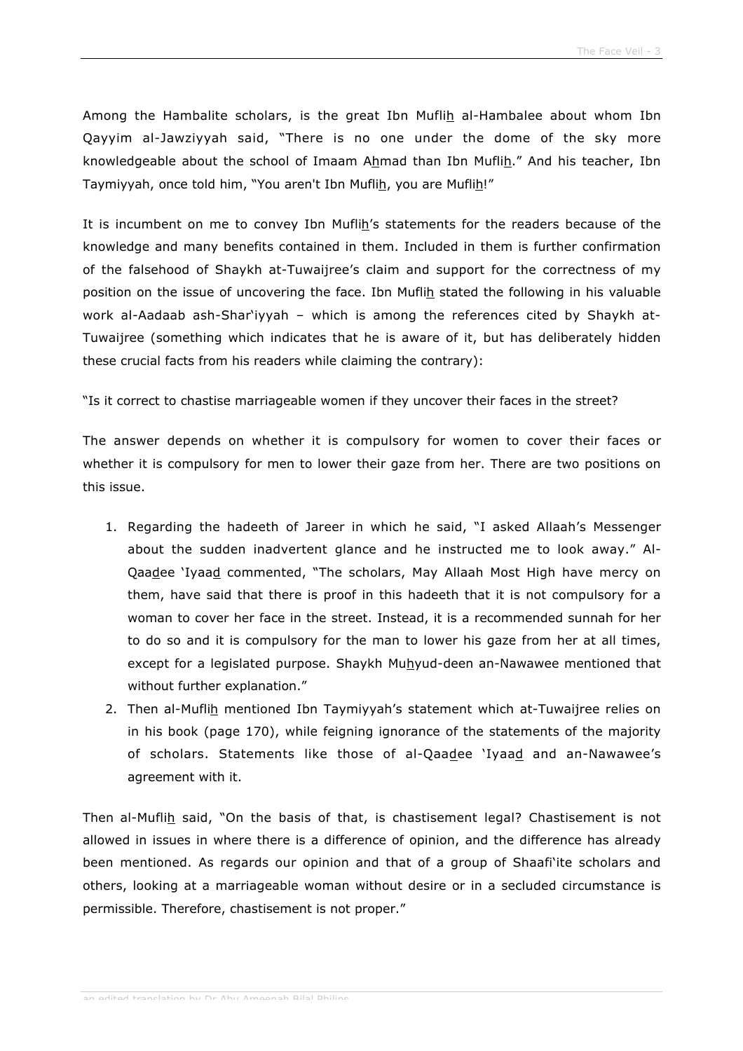Among the Hambalite scholars, is the great Ibn Muflih al-Hambalee about whom Ibn Qayyim al-Jawziyyah said, "There is no one under the dome of the sky more knowledgeable about the school of Imaam Ahmad than Ibn Muflih." And his teacher, Ibn Taymiyyah, once told him, "You aren't Ibn Muflih, you are Muflih!"

It is incumbent on me to convey Ibn Muflih's statements for the readers because of the knowledge and many benefits contained in them. Included in them is further confirmation of the falsehood of Shaykh at-Tuwaijree's claim and support for the correctness of my position on the issue of uncovering the face. Ibn Muflih stated the following in his valuable work al-Aadaab ash-Shar'iyyah – which is among the references cited by Shaykh at-Tuwaijree (something which indicates that he is aware of it, but has deliberately hidden these crucial facts from his readers while claiming the contrary):

"Is it correct to chastise marriageable women if they uncover their faces in the street?

The answer depends on whether it is compulsory for women to cover their faces or whether it is compulsory for men to lower their gaze from her. There are two positions on this issue.

1. Regarding the hadeeth of Jareer in which he said, "I asked Allaah's Messenger about the sudden inadvertent glance and he instructed me to look away." Al-Qaadee 'Iyaad commented, "The scholars, May Allaah Most High have mercy on them, have said that there is proof in this hadeeth that it is not compulsory for a woman to cover her face in the street. Instead, it is a recommended sunnah for her to do so and it is compulsory for the man to lower his gaze from her at all times, except for a legislated purpose. Shaykh Muhyud-deen an-Nawawee mentioned that without further explanation."
2. Then al-Muflih mentioned Ibn Taymiyyah's statement which at-Tuwaijree relies on in his book (page 170), while feigning ignorance of the statements of the majority of scholars. Statements like those of al-Qaadee 'Iyaad and an-Nawawee's agreement with it.

Then al-Muflih said, "On the basis of that, is chastisement legal? Chastisement is not allowed in issues in where there is a difference of opinion, and the difference has already been mentioned. As regards our opinion and that of a group of Shaafi'ite scholars and others, looking at a marriageable woman without desire or in a secluded circumstance is permissible. Therefore, chastisement is not proper."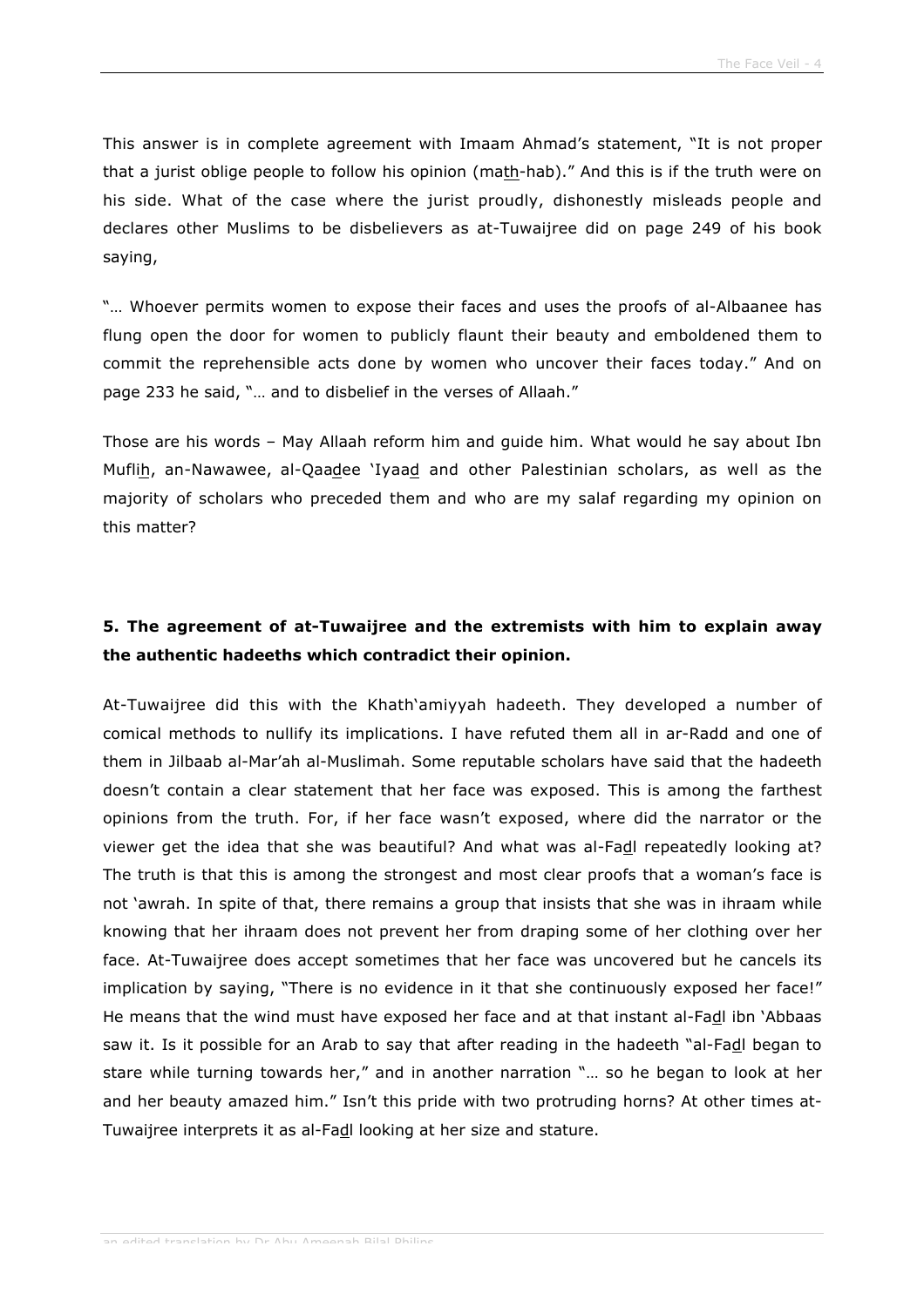This answer is in complete agreement with Imaam Ahmad's statement, "It is not proper that a jurist oblige people to follow his opinion (math-hab)." And this is if the truth were on his side. What of the case where the jurist proudly, dishonestly misleads people and declares other Muslims to be disbelievers as at-Tuwaijree did on page 249 of his book saying,

"… Whoever permits women to expose their faces and uses the proofs of al-Albaanee has flung open the door for women to publicly flaunt their beauty and emboldened them to commit the reprehensible acts done by women who uncover their faces today." And on page 233 he said, "… and to disbelief in the verses of Allaah."

Those are his words – May Allaah reform him and guide him. What would he say about Ibn Muflih, an-Nawawee, al-Qaadee 'Iyaad and other Palestinian scholars, as well as the majority of scholars who preceded them and who are my salaf regarding my opinion on this matter?

### 5. The agreement of at-Tuwaijree and the extremists with him to explain away the authentic hadeeths which contradict their opinion.

At-Tuwaijree did this with the Khath'amiyyah hadeeth. They developed a number of comical methods to nullify its implications. I have refuted them all in ar-Radd and one of them in Jilbaab al-Mar'ah al-Muslimah. Some reputable scholars have said that the hadeeth doesn't contain a clear statement that her face was exposed. This is among the farthest opinions from the truth. For, if her face wasn't exposed, where did the narrator or the viewer get the idea that she was beautiful? And what was al-Fadl repeatedly looking at? The truth is that this is among the strongest and most clear proofs that a woman's face is not 'awrah. In spite of that, there remains a group that insists that she was in ihraam while knowing that her ihraam does not prevent her from draping some of her clothing over her face. At-Tuwaijree does accept sometimes that her face was uncovered but he cancels its implication by saying, "There is no evidence in it that she continuously exposed her face!" He means that the wind must have exposed her face and at that instant al-Fadl ibn 'Abbaas saw it. Is it possible for an Arab to say that after reading in the hadeeth "al-Fadl began to stare while turning towards her," and in another narration "… so he began to look at her and her beauty amazed him." Isn't this pride with two protruding horns? At other times at-Tuwaijree interprets it as al-Fadl looking at her size and stature.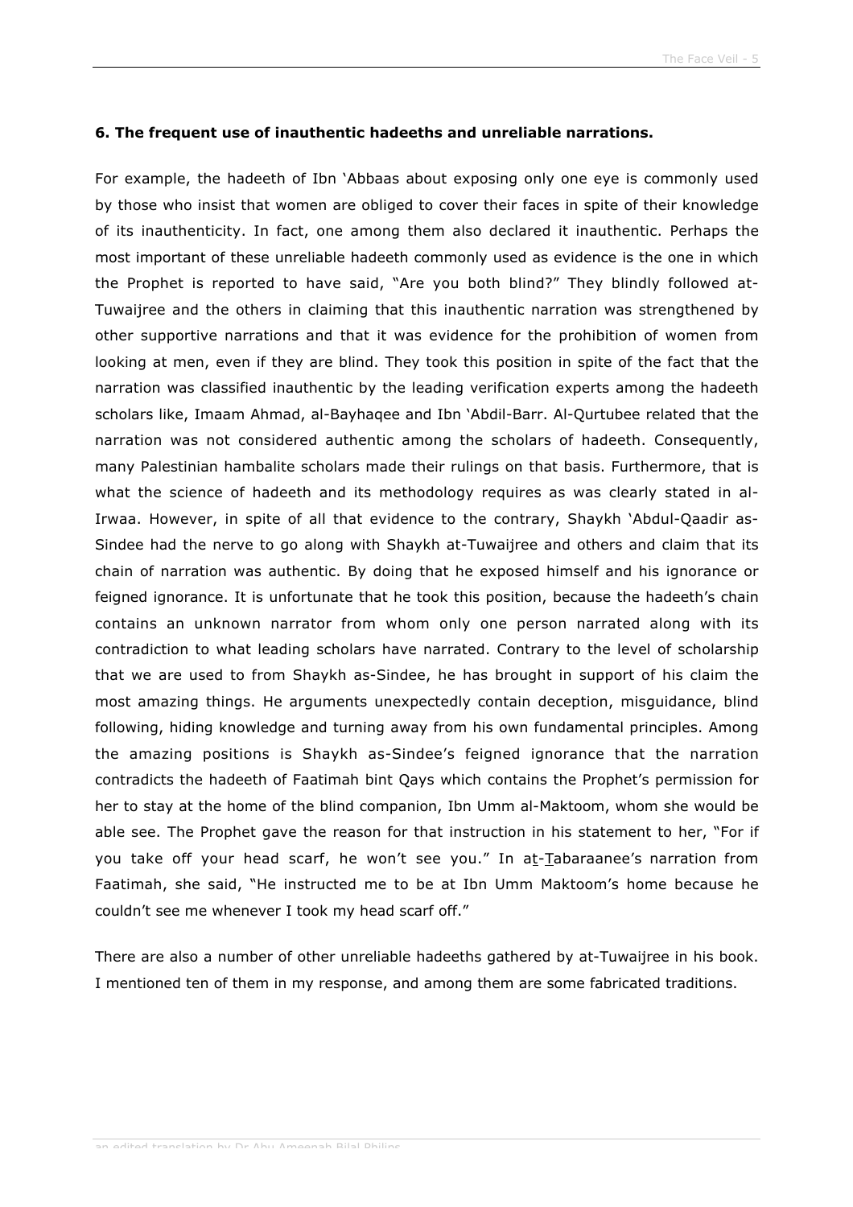### 6. The frequent use of inauthentic hadeeths and unreliable narrations.

For example, the hadeeth of Ibn 'Abbaas about exposing only one eye is commonly used by those who insist that women are obliged to cover their faces in spite of their knowledge of its inauthenticity. In fact, one among them also declared it inauthentic. Perhaps the most important of these unreliable hadeeth commonly used as evidence is the one in which the Prophet is reported to have said, "Are you both blind?" They blindly followed at-Tuwaijree and the others in claiming that this inauthentic narration was strengthened by other supportive narrations and that it was evidence for the prohibition of women from looking at men, even if they are blind. They took this position in spite of the fact that the narration was classified inauthentic by the leading verification experts among the hadeeth scholars like, Imaam Ahmad, al-Bayhaqee and Ibn 'Abdil-Barr. Al-Qurtubee related that the narration was not considered authentic among the scholars of hadeeth. Consequently, many Palestinian hambalite scholars made their rulings on that basis. Furthermore, that is what the science of hadeeth and its methodology requires as was clearly stated in al-Irwaa. However, in spite of all that evidence to the contrary, Shaykh 'Abdul-Qaadir as-Sindee had the nerve to go along with Shaykh at-Tuwaijree and others and claim that its chain of narration was authentic. By doing that he exposed himself and his ignorance or feigned ignorance. It is unfortunate that he took this position, because the hadeeth's chain contains an unknown narrator from whom only one person narrated along with its contradiction to what leading scholars have narrated. Contrary to the level of scholarship that we are used to from Shaykh as-Sindee, he has brought in support of his claim the most amazing things. He arguments unexpectedly contain deception, misguidance, blind following, hiding knowledge and turning away from his own fundamental principles. Among the amazing positions is Shaykh as-Sindee's feigned ignorance that the narration contradicts the hadeeth of Faatimah bint Qays which contains the Prophet's permission for her to stay at the home of the blind companion, Ibn Umm al-Maktoom, whom she would be able see. The Prophet gave the reason for that instruction in his statement to her, "For if you take off your head scarf, he won't see you." In at-Tabaraanee's narration from Faatimah, she said, "He instructed me to be at Ibn Umm Maktoom's home because he couldn't see me whenever I took my head scarf off."

There are also a number of other unreliable hadeeths gathered by at-Tuwaijree in his book. I mentioned ten of them in my response, and among them are some fabricated traditions.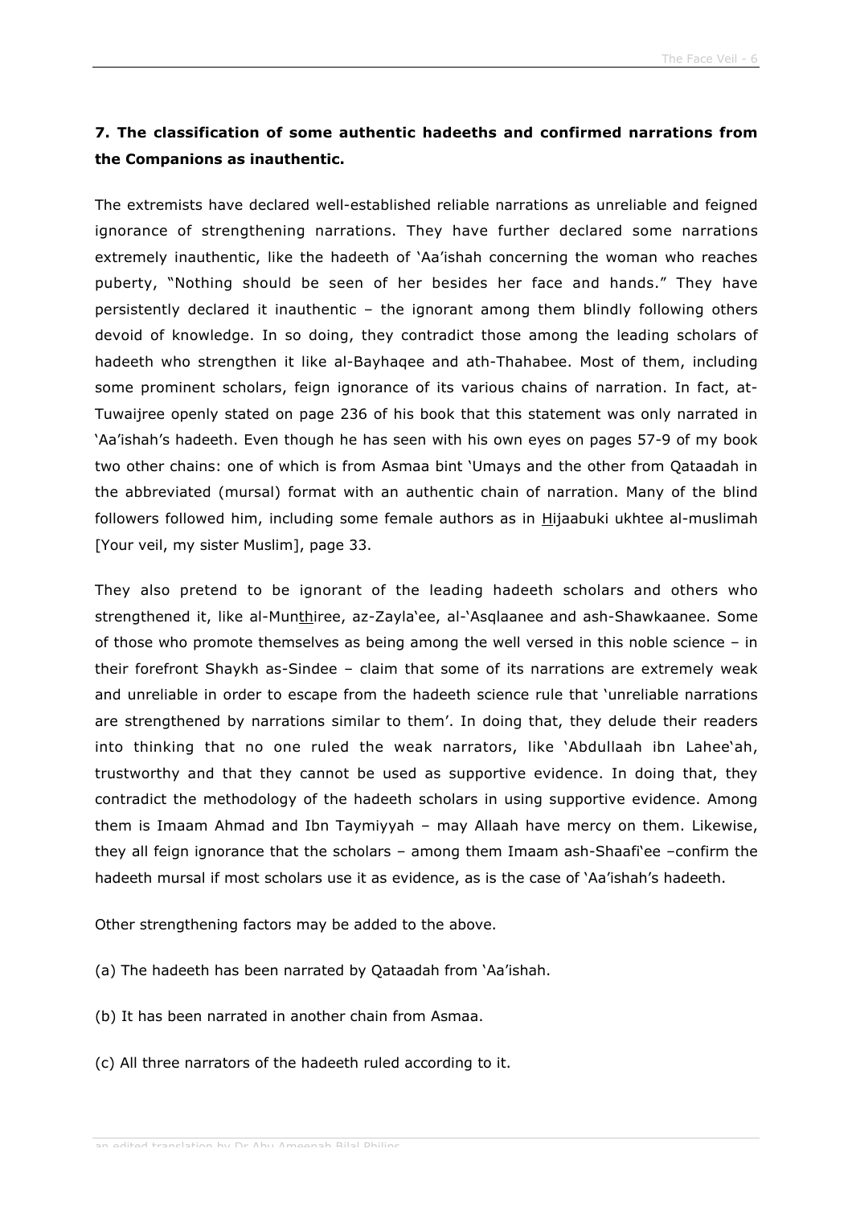**7. The classification of some authentic hadeeths and confirmed narrations from the Companions as inauthentic.**

The extremists have declared well-established reliable narrations as unreliable and feigned ignorance of strengthening narrations. They have further declared some narrations extremely inauthentic, like the hadeeth of 'Aa'ishah concerning the woman who reaches puberty, "Nothing should be seen of her besides her face and hands." They have persistently declared it inauthentic – the ignorant among them blindly following others devoid of knowledge. In so doing, they contradict those among the leading scholars of hadeeth who strengthen it like al-Bayhaqee and ath-Thahabee. Most of them, including some prominent scholars, feign ignorance of its various chains of narration. In fact, at-Tuwaijree openly stated on page 236 of his book that this statement was only narrated in 'Aa'ishah's hadeeth. Even though he has seen with his own eyes on pages 57-9 of my book two other chains: one of which is from Asmaa bint 'Umays and the other from Qataadah in the abbreviated (mursal) format with an authentic chain of narration. Many of the blind followers followed him, including some female authors as in Hijaabuki ukhtee al-muslimah [Your veil, my sister Muslim], page 33.

They also pretend to be ignorant of the leading hadeeth scholars and others who strengthened it, like al-Munthiree, az-Zayla'ee, al-'Asqlaanee and ash-Shawkaanee. Some of those who promote themselves as being among the well versed in this noble science – in their forefront Shaykh as-Sindee – claim that some of its narrations are extremely weak and unreliable in order to escape from the hadeeth science rule that 'unreliable narrations are strengthened by narrations similar to them'. In doing that, they delude their readers into thinking that no one ruled the weak narrators, like 'Abdullaah ibn Lahee'ah, trustworthy and that they cannot be used as supportive evidence. In doing that, they contradict the methodology of the hadeeth scholars in using supportive evidence. Among them is Imaam Ahmad and Ibn Taymiyyah – may Allaah have mercy on them. Likewise, they all feign ignorance that the scholars – among them Imaam ash-Shaafi'ee –confirm the hadeeth mursal if most scholars use it as evidence, as is the case of 'Aa'ishah's hadeeth.

Other strengthening factors may be added to the above.

(a) The hadeeth has been narrated by Qataadah from 'Aa'ishah.

(b) It has been narrated in another chain from Asmaa.

(c) All three narrators of the hadeeth ruled according to it.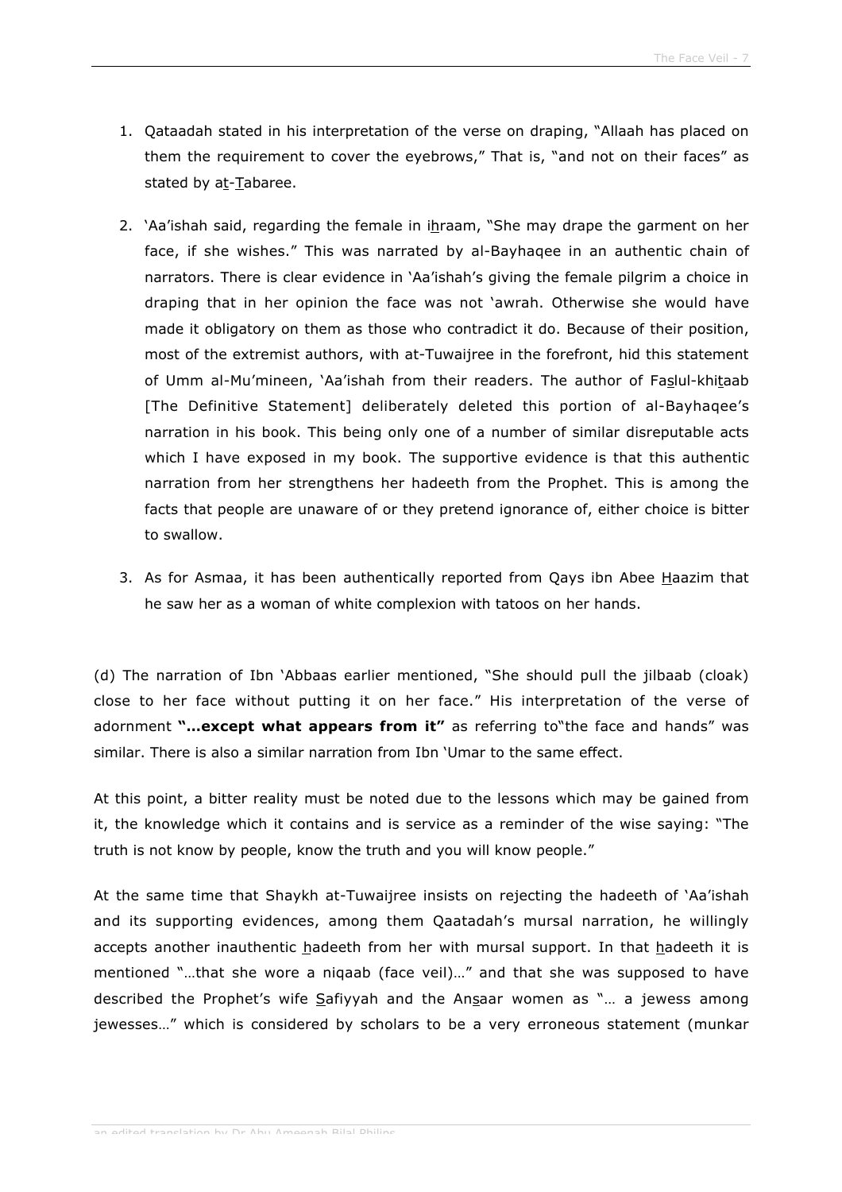1. Qataadah stated in his interpretation of the verse on draping, "Allaah has placed on them the requirement to cover the eyebrows," That is, "and not on their faces" as stated by at-Tabaree.

2. 'Aa'ishah said, regarding the female in ihraam, "She may drape the garment on her face, if she wishes." This was narrated by al-Bayhaqee in an authentic chain of narrators. There is clear evidence in 'Aa'ishah's giving the female pilgrim a choice in draping that in her opinion the face was not 'awrah. Otherwise she would have made it obligatory on them as those who contradict it do. Because of their position, most of the extremist authors, with at-Tuwaijree in the forefront, hid this statement of Umm al-Mu'mineen, 'Aa'ishah from their readers. The author of Faslul-khitaab [The Definitive Statement] deliberately deleted this portion of al-Bayhaqee's narration in his book. This being only one of a number of similar disreputable acts which I have exposed in my book. The supportive evidence is that this authentic narration from her strengthens her hadeeth from the Prophet. This is among the facts that people are unaware of or they pretend ignorance of, either choice is bitter to swallow.

3. As for Asmaa, it has been authentically reported from Qays ibn Abee Haazim that he saw her as a woman of white complexion with tatoos on her hands.

(d) The narration of Ibn 'Abbaas earlier mentioned, "She should pull the jilbaab (cloak) close to her face without putting it on her face." His interpretation of the verse of adornment **"…except what appears from it"** as referring to"the face and hands" was similar. There is also a similar narration from Ibn 'Umar to the same effect.

At this point, a bitter reality must be noted due to the lessons which may be gained from it, the knowledge which it contains and is service as a reminder of the wise saying: "The truth is not know by people, know the truth and you will know people."

At the same time that Shaykh at-Tuwaijree insists on rejecting the hadeeth of 'Aa'ishah and its supporting evidences, among them Qaatadah's mursal narration, he willingly accepts another inauthentic hadeeth from her with mursal support. In that hadeeth it is mentioned "…that she wore a niqaab (face veil)…" and that she was supposed to have described the Prophet's wife Safiyyah and the Ansaar women as "… a jewess among jewesses…" which is considered by scholars to be a very erroneous statement (munkar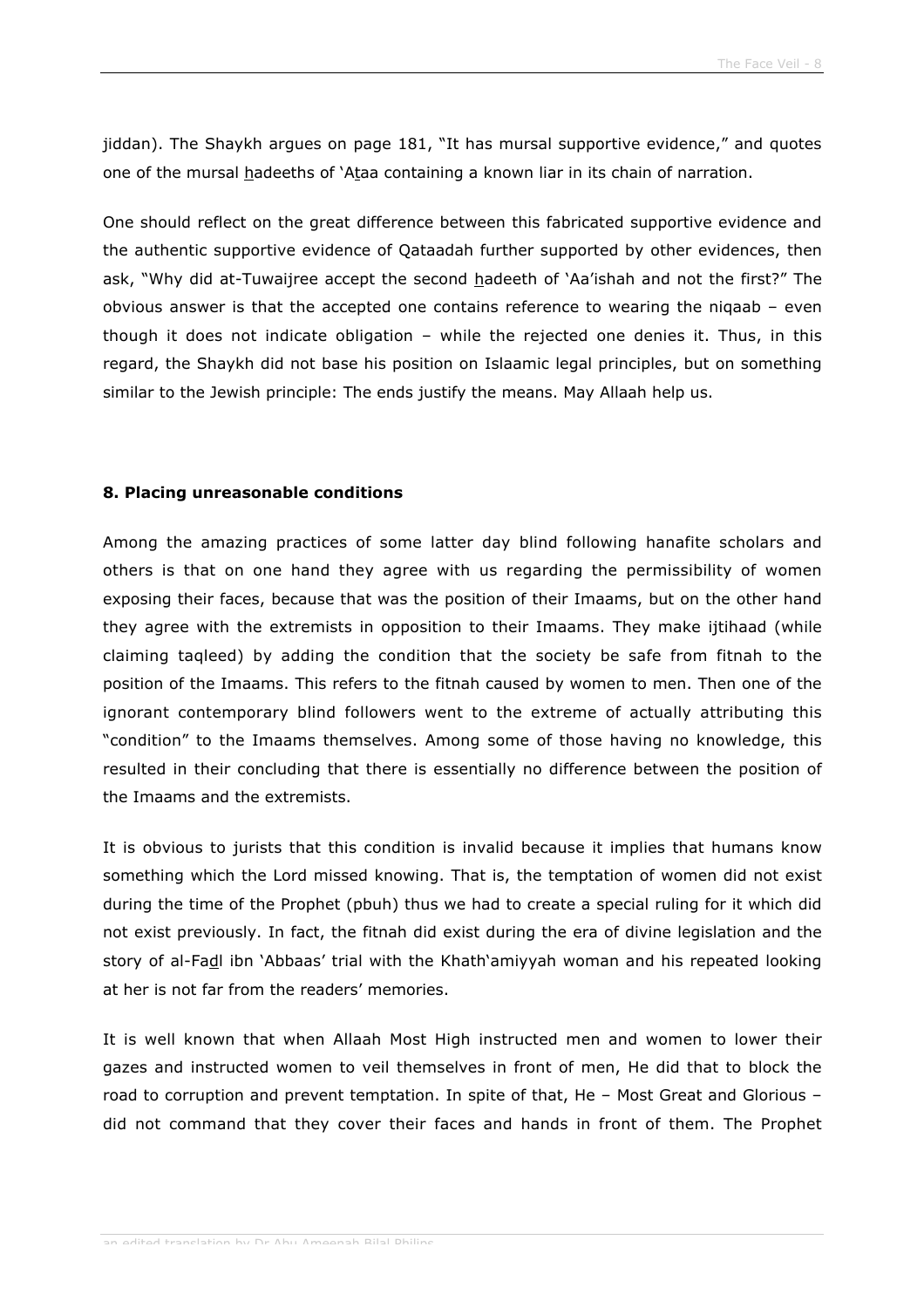jiddan). The Shaykh argues on page 181, "It has mursal supportive evidence," and quotes one of the mursal hadeeths of 'Ataa containing a known liar in its chain of narration.

One should reflect on the great difference between this fabricated supportive evidence and the authentic supportive evidence of Qataadah further supported by other evidences, then ask, "Why did at-Tuwaijree accept the second hadeeth of 'Aa'ishah and not the first?" The obvious answer is that the accepted one contains reference to wearing the niqaab – even though it does not indicate obligation – while the rejected one denies it. Thus, in this regard, the Shaykh did not base his position on Islaamic legal principles, but on something similar to the Jewish principle: The ends justify the means. May Allaah help us.

**8. Placing unreasonable conditions**

Among the amazing practices of some latter day blind following hanafite scholars and others is that on one hand they agree with us regarding the permissibility of women exposing their faces, because that was the position of their Imaams, but on the other hand they agree with the extremists in opposition to their Imaams. They make ijtihaad (while claiming taqleed) by adding the condition that the society be safe from fitnah to the position of the Imaams. This refers to the fitnah caused by women to men. Then one of the ignorant contemporary blind followers went to the extreme of actually attributing this "condition" to the Imaams themselves. Among some of those having no knowledge, this resulted in their concluding that there is essentially no difference between the position of the Imaams and the extremists.

It is obvious to jurists that this condition is invalid because it implies that humans know something which the Lord missed knowing. That is, the temptation of women did not exist during the time of the Prophet (pbuh) thus we had to create a special ruling for it which did not exist previously. In fact, the fitnah did exist during the era of divine legislation and the story of al-Fadl ibn 'Abbaas' trial with the Khath'amiyyah woman and his repeated looking at her is not far from the readers' memories.

It is well known that when Allaah Most High instructed men and women to lower their gazes and instructed women to veil themselves in front of men, He did that to block the road to corruption and prevent temptation. In spite of that, He – Most Great and Glorious – did not command that they cover their faces and hands in front of them. The Prophet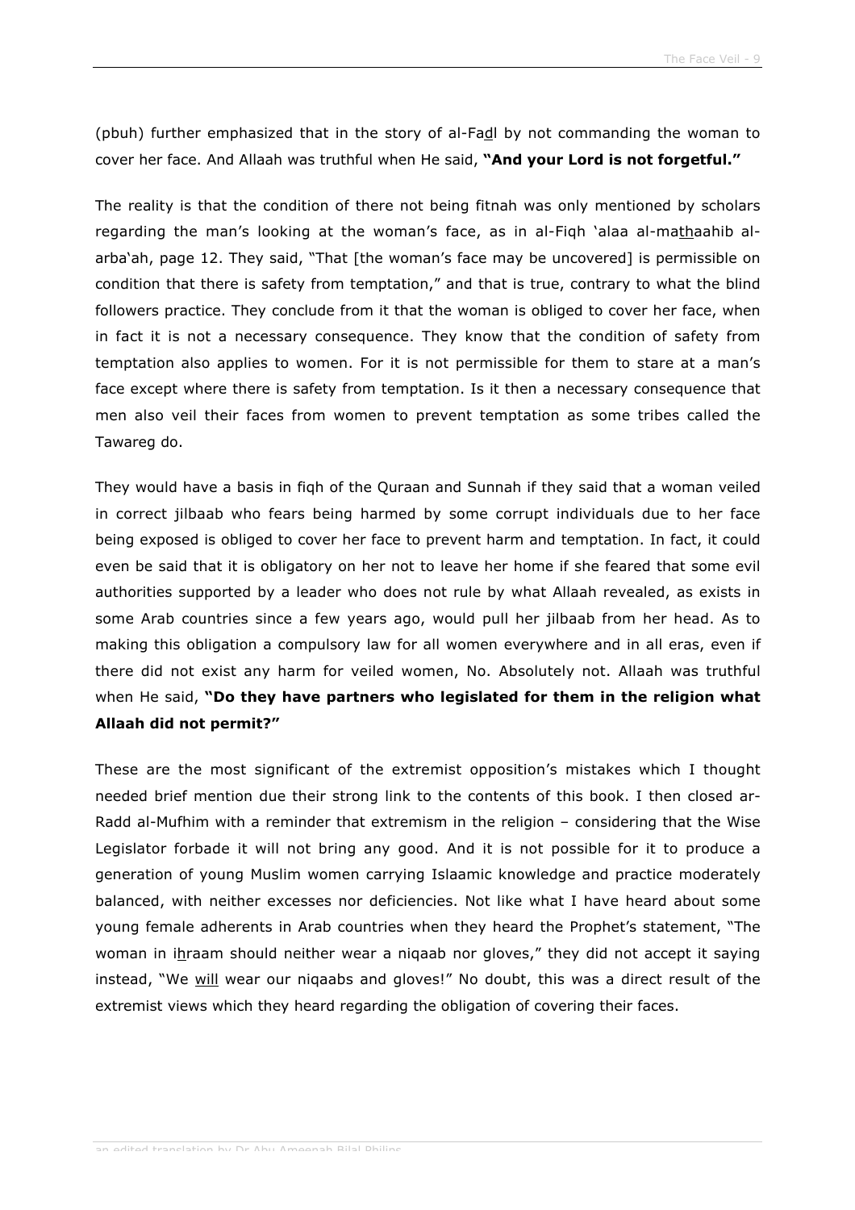(pbuh) further emphasized that in the story of al-Fadl by not commanding the woman to cover her face. And Allaah was truthful when He said, **"And your Lord is not forgetful."**

The reality is that the condition of there not being fitnah was only mentioned by scholars regarding the man's looking at the woman's face, as in al-Fiqh 'alaa al-mathaahib al-arba'ah, page 12. They said, "That [the woman's face may be uncovered] is permissible on condition that there is safety from temptation," and that is true, contrary to what the blind followers practice. They conclude from it that the woman is obliged to cover her face, when in fact it is not a necessary consequence. They know that the condition of safety from temptation also applies to women. For it is not permissible for them to stare at a man's face except where there is safety from temptation. Is it then a necessary consequence that men also veil their faces from women to prevent temptation as some tribes called the Tawareg do.

They would have a basis in fiqh of the Quraan and Sunnah if they said that a woman veiled in correct jilbaab who fears being harmed by some corrupt individuals due to her face being exposed is obliged to cover her face to prevent harm and temptation. In fact, it could even be said that it is obligatory on her not to leave her home if she feared that some evil authorities supported by a leader who does not rule by what Allaah revealed, as exists in some Arab countries since a few years ago, would pull her jilbaab from her head. As to making this obligation a compulsory law for all women everywhere and in all eras, even if there did not exist any harm for veiled women, No. Absolutely not. Allaah was truthful when He said, **"Do they have partners who legislated for them in the religion what Allaah did not permit?"**

These are the most significant of the extremist opposition's mistakes which I thought needed brief mention due their strong link to the contents of this book. I then closed ar-Radd al-Mufhim with a reminder that extremism in the religion – considering that the Wise Legislator forbade it will not bring any good. And it is not possible for it to produce a generation of young Muslim women carrying Islaamic knowledge and practice moderately balanced, with neither excesses nor deficiencies. Not like what I have heard about some young female adherents in Arab countries when they heard the Prophet's statement, "The woman in ihraam should neither wear a niqaab nor gloves," they did not accept it saying instead, "We will wear our niqaabs and gloves!" No doubt, this was a direct result of the extremist views which they heard regarding the obligation of covering their faces.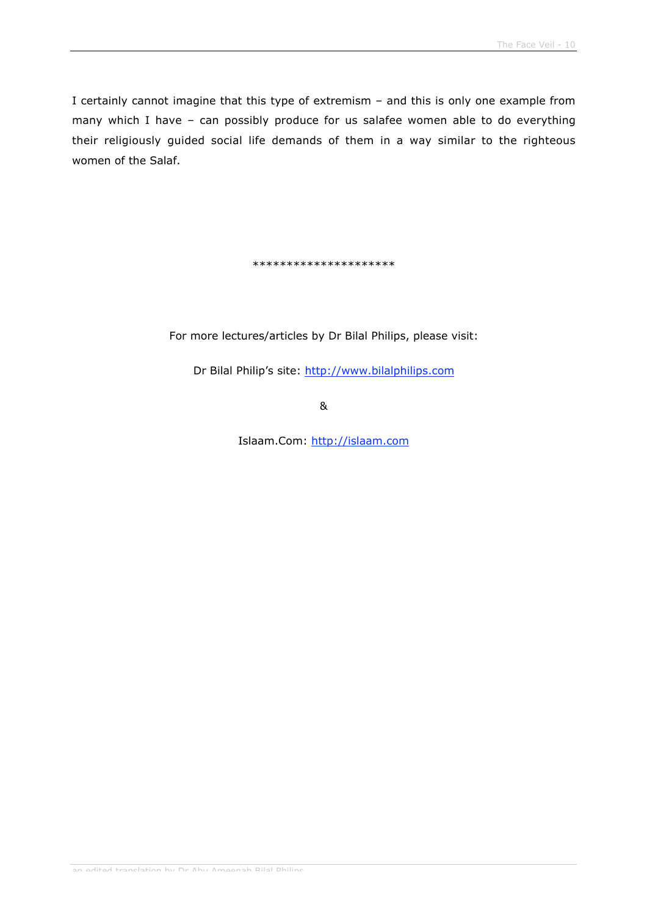I certainly cannot imagine that this type of extremism – and this is only one example from many which I have – can possibly produce for us salafee women able to do everything their religiously guided social life demands of them in a way similar to the righteous women of the Salaf.

*********************

For more lectures/articles by Dr Bilal Philips, please visit:

Dr Bilal Philip's site: http://www.bilalphilips.com

&

Islaam.Com: http://islaam.com